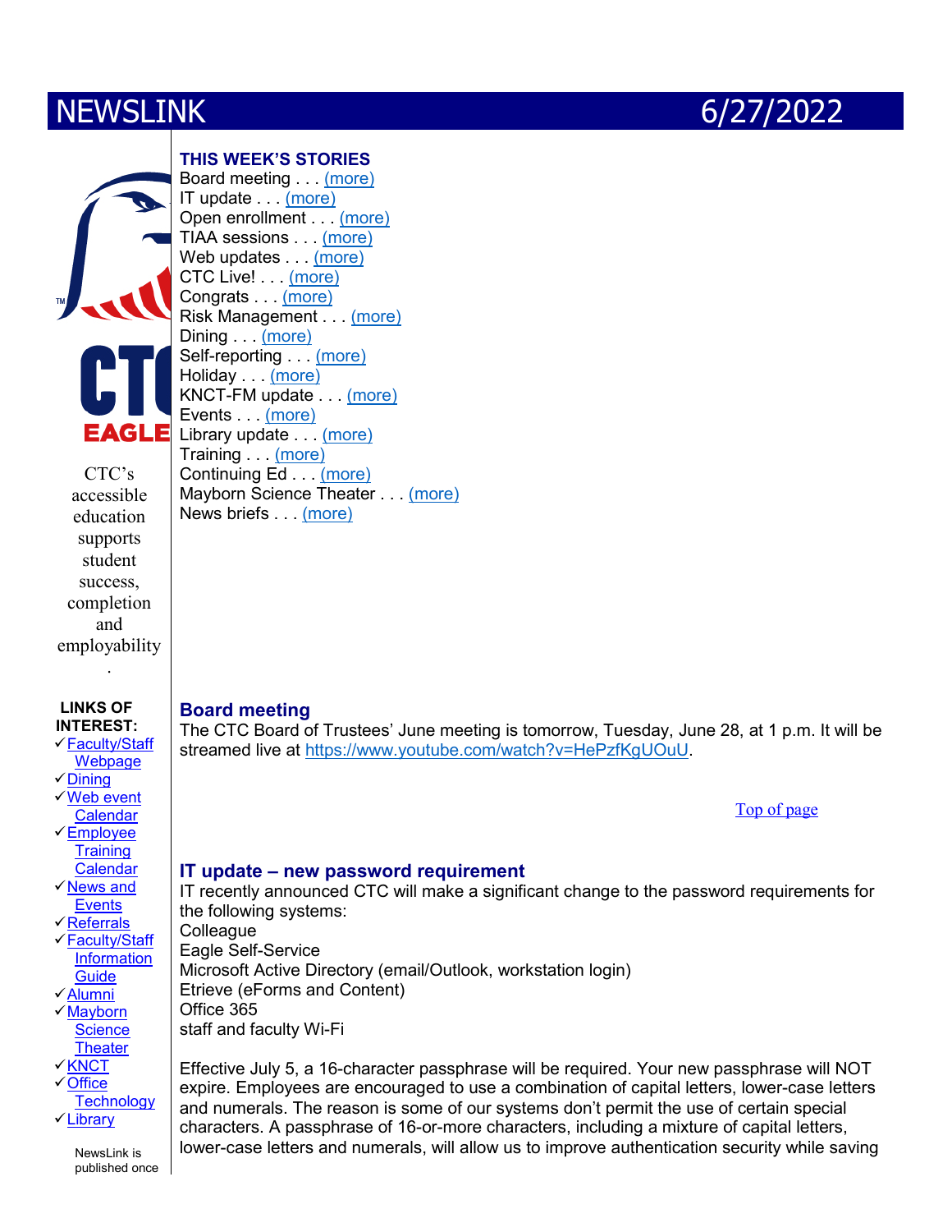# NEWSLINK 6/27/2022

CTC's accessible education supports student success, completion and employability.

**LINKS OF INTEREST:**

- ✓Faculty/Staff Webpage
- ✓Dining
- ✓Web event Calendar
- ✓Employee Training Calendar
- ✓News and Events
- ✓Referrals
- ✓Faculty/Staff Information Guide
- ✓Alumni
- ✓Mayborn Science Theater
- ✓KNCT
- ✓Office Technology
- ✓Library

NewsLink is published once

## THIS WEEK'S STORIES

Board meeting . . . (more)
IT update . . . (more)
Open enrollment . . . (more)
TIAA sessions . . . (more)
Web updates . . . (more)
CTC Live! . . . (more)
Congrats . . . (more)
Risk Management . . . (more)
Dining . . . (more)
Self-reporting . . . (more)
Holiday . . . (more)
KNCT-FM update . . . (more)
Events . . . (more)
Library update . . . (more)
Training . . . (more)
Continuing Ed . . . (more)
Mayborn Science Theater . . . (more)
News briefs . . . (more)

## Board meeting

The CTC Board of Trustees' June meeting is tomorrow, Tuesday, June 28, at 1 p.m. It will be streamed live at https://www.youtube.com/watch?v=HePzfKgUOuU.

Top of page

## IT update – new password requirement

IT recently announced CTC will make a significant change to the password requirements for the following systems:

Colleague
Eagle Self-Service
Microsoft Active Directory (email/Outlook, workstation login)
Etrieve (eForms and Content)
Office 365
staff and faculty Wi-Fi

Effective July 5, a 16-character passphrase will be required. Your new passphrase will NOT expire. Employees are encouraged to use a combination of capital letters, lower-case letters and numerals. The reason is some of our systems don't permit the use of certain special characters. A passphrase of 16-or-more characters, including a mixture of capital letters, lower-case letters and numerals, will allow us to improve authentication security while saving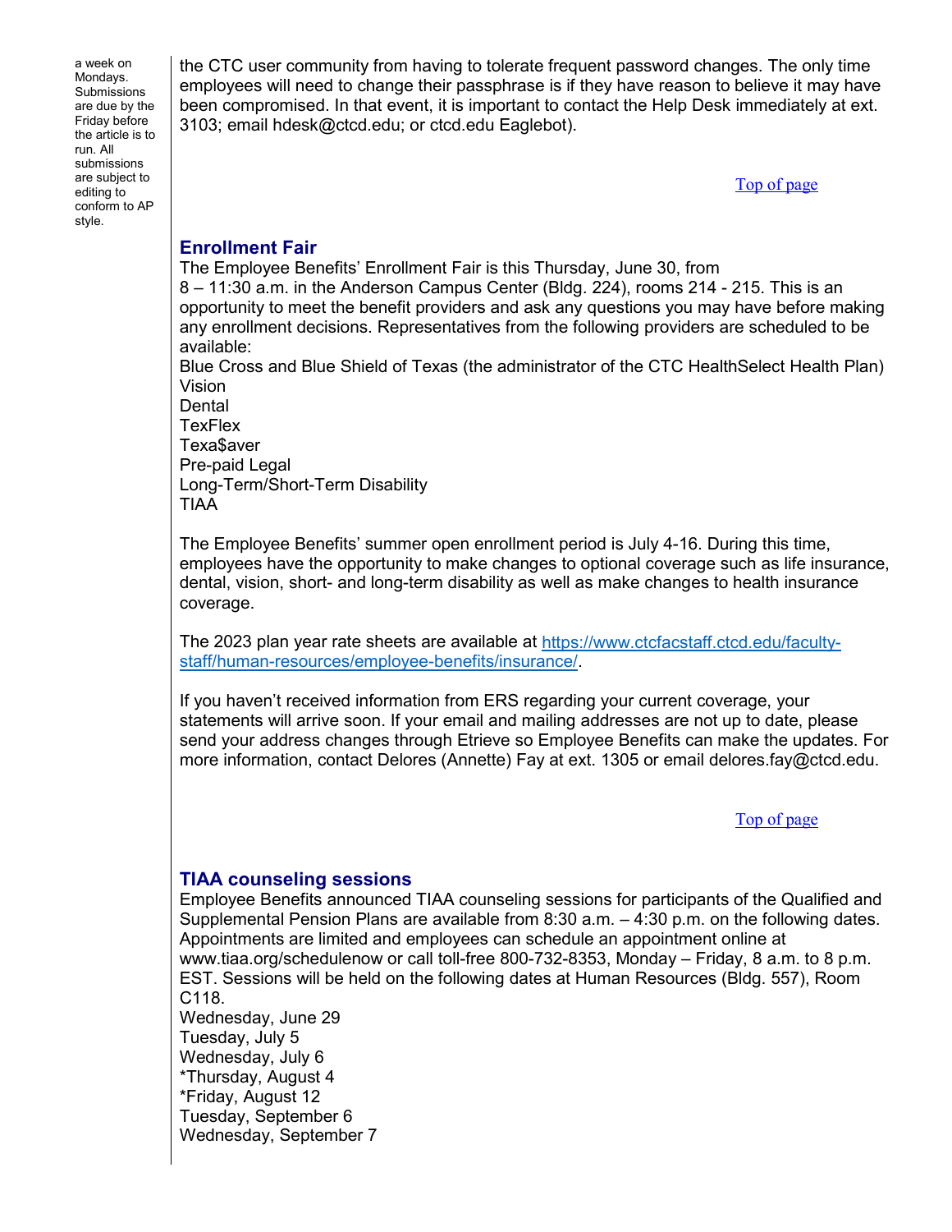a week on Mondays. Submissions are due by the Friday before the article is to run. All submissions are subject to editing to conform to AP style.

the CTC user community from having to tolerate frequent password changes. The only time employees will need to change their passphrase is if they have reason to believe it may have been compromised. In that event, it is important to contact the Help Desk immediately at ext. 3103; email hdesk@ctcd.edu; or ctcd.edu Eaglebot).

[Top of page]

## Enrollment Fair

The Employee Benefits' Enrollment Fair is this Thursday, June 30, from 8 – 11:30 a.m. in the Anderson Campus Center (Bldg. 224), rooms 214 - 215. This is an opportunity to meet the benefit providers and ask any questions you may have before making any enrollment decisions. Representatives from the following providers are scheduled to be available:

Blue Cross and Blue Shield of Texas (the administrator of the CTC HealthSelect Health Plan)
Vision
Dental
TexFlex
Texa$aver
Pre-paid Legal
Long-Term/Short-Term Disability
TIAA

The Employee Benefits' summer open enrollment period is July 4-16. During this time, employees have the opportunity to make changes to optional coverage such as life insurance, dental, vision, short- and long-term disability as well as make changes to health insurance coverage.

The 2023 plan year rate sheets are available at [https://www.ctcfacstaff.ctcd.edu/faculty-staff/human-resources/employee-benefits/insurance/](https://www.ctcfacstaff.ctcd.edu/faculty-staff/human-resources/employee-benefits/insurance/).

If you haven't received information from ERS regarding your current coverage, your statements will arrive soon. If your email and mailing addresses are not up to date, please send your address changes through Etrieve so Employee Benefits can make the updates. For more information, contact Delores (Annette) Fay at ext. 1305 or email delores.fay@ctcd.edu.

[Top of page]

## TIAA counseling sessions

Employee Benefits announced TIAA counseling sessions for participants of the Qualified and Supplemental Pension Plans are available from 8:30 a.m. – 4:30 p.m. on the following dates. Appointments are limited and employees can schedule an appointment online at www.tiaa.org/schedulenow or call toll-free 800-732-8353, Monday – Friday, 8 a.m. to 8 p.m. EST. Sessions will be held on the following dates at Human Resources (Bldg. 557), Room C118.

Wednesday, June 29
Tuesday, July 5
Wednesday, July 6
*Thursday, August 4
*Friday, August 12
Tuesday, September 6
Wednesday, September 7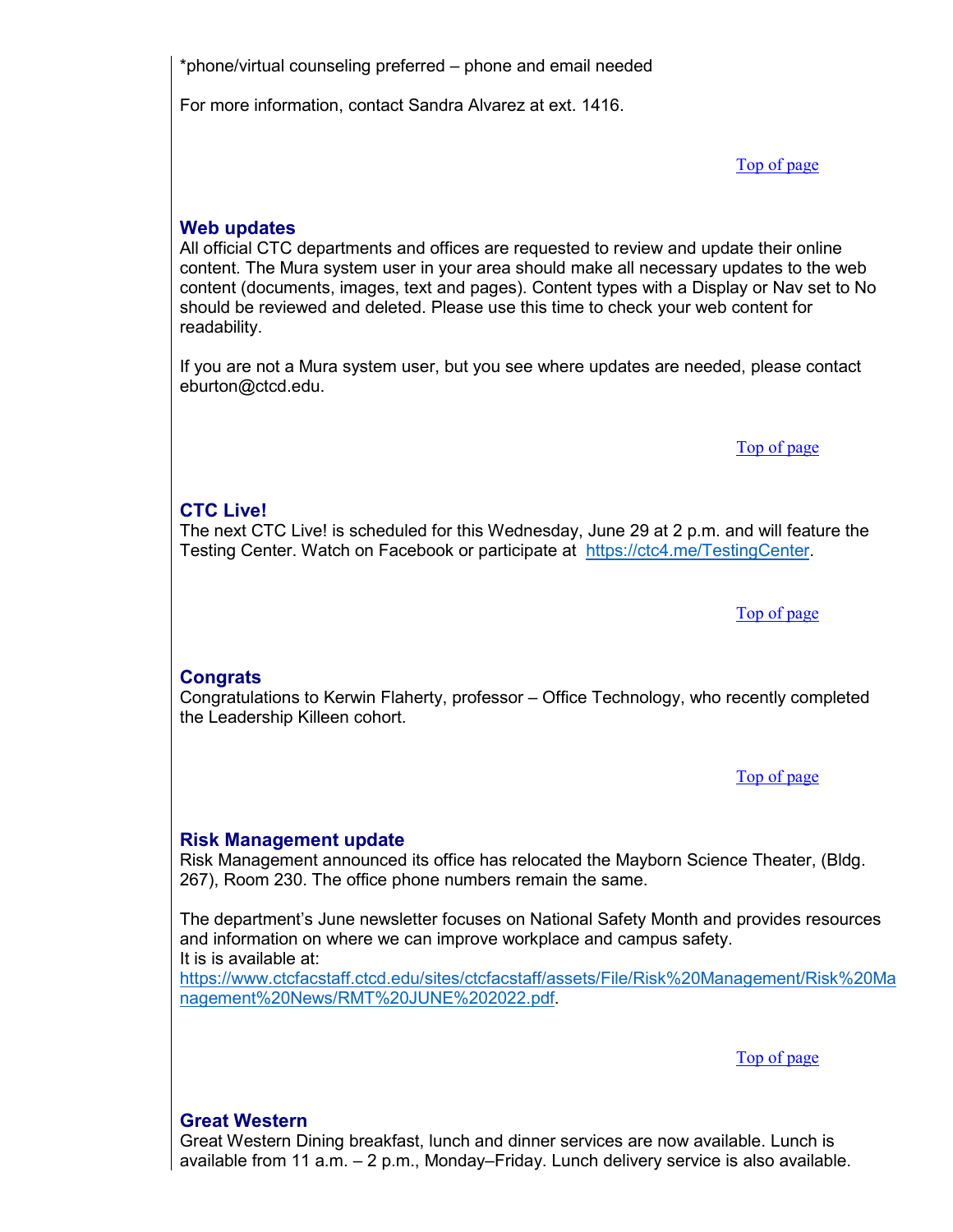*phone/virtual counseling preferred – phone and email needed

For more information, contact Sandra Alvarez at ext. 1416.

[Top of page]

## Web updates

All official CTC departments and offices are requested to review and update their online content. The Mura system user in your area should make all necessary updates to the web content (documents, images, text and pages). Content types with a Display or Nav set to No should be reviewed and deleted. Please use this time to check your web content for readability.

If you are not a Mura system user, but you see where updates are needed, please contact eburton@ctcd.edu.

[Top of page]

## CTC Live!

The next CTC Live! is scheduled for this Wednesday, June 29 at 2 p.m. and will feature the Testing Center. Watch on Facebook or participate at [https://ctc4.me/TestingCenter](https://ctc4.me/TestingCenter).

[Top of page]

## Congrats

Congratulations to Kerwin Flaherty, professor – Office Technology, who recently completed the Leadership Killeen cohort.

[Top of page]

## Risk Management update

Risk Management announced its office has relocated the Mayborn Science Theater, (Bldg. 267), Room 230. The office phone numbers remain the same.

The department's June newsletter focuses on National Safety Month and provides resources and information on where we can improve workplace and campus safety.
It is is available at:
[https://www.ctcfacstaff.ctcd.edu/sites/ctcfacstaff/assets/File/Risk%20Management/Risk%20Management%20News/RMT%20JUNE%202022.pdf](https://www.ctcfacstaff.ctcd.edu/sites/ctcfacstaff/assets/File/Risk%20Management/Risk%20Management%20News/RMT%20JUNE%202022.pdf).

[Top of page]

## Great Western

Great Western Dining breakfast, lunch and dinner services are now available. Lunch is available from 11 a.m. – 2 p.m., Monday–Friday. Lunch delivery service is also available.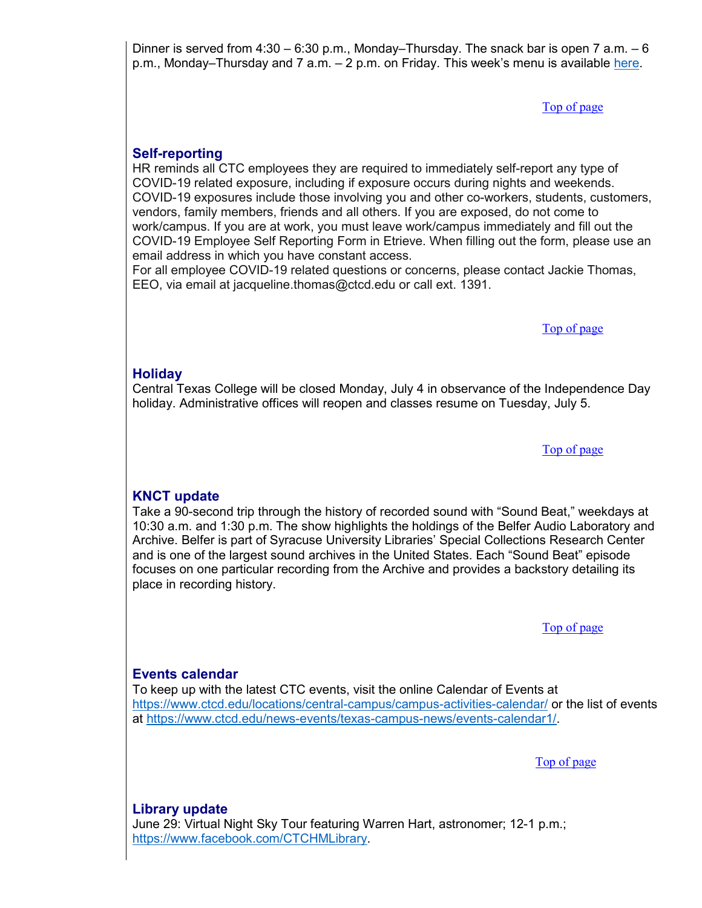Dinner is served from 4:30 – 6:30 p.m., Monday–Thursday. The snack bar is open 7 a.m. – 6 p.m., Monday–Thursday and 7 a.m. – 2 p.m. on Friday. This week's menu is available here.

Top of page

## Self-reporting

HR reminds all CTC employees they are required to immediately self-report any type of COVID-19 related exposure, including if exposure occurs during nights and weekends. COVID-19 exposures include those involving you and other co-workers, students, customers, vendors, family members, friends and all others. If you are exposed, do not come to work/campus. If you are at work, you must leave work/campus immediately and fill out the COVID-19 Employee Self Reporting Form in Etrieve. When filling out the form, please use an email address in which you have constant access.

For all employee COVID-19 related questions or concerns, please contact Jackie Thomas, EEO, via email at jacqueline.thomas@ctcd.edu or call ext. 1391.

Top of page

## Holiday

Central Texas College will be closed Monday, July 4 in observance of the Independence Day holiday. Administrative offices will reopen and classes resume on Tuesday, July 5.

Top of page

## KNCT update

Take a 90-second trip through the history of recorded sound with "Sound Beat," weekdays at 10:30 a.m. and 1:30 p.m. The show highlights the holdings of the Belfer Audio Laboratory and Archive. Belfer is part of Syracuse University Libraries' Special Collections Research Center and is one of the largest sound archives in the United States. Each "Sound Beat" episode focuses on one particular recording from the Archive and provides a backstory detailing its place in recording history.

Top of page

## Events calendar

To keep up with the latest CTC events, visit the online Calendar of Events at https://www.ctcd.edu/locations/central-campus/campus-activities-calendar/ or the list of events at https://www.ctcd.edu/news-events/texas-campus-news/events-calendar1/.

Top of page

## Library update

June 29: Virtual Night Sky Tour featuring Warren Hart, astronomer; 12-1 p.m.; https://www.facebook.com/CTCHMLibrary.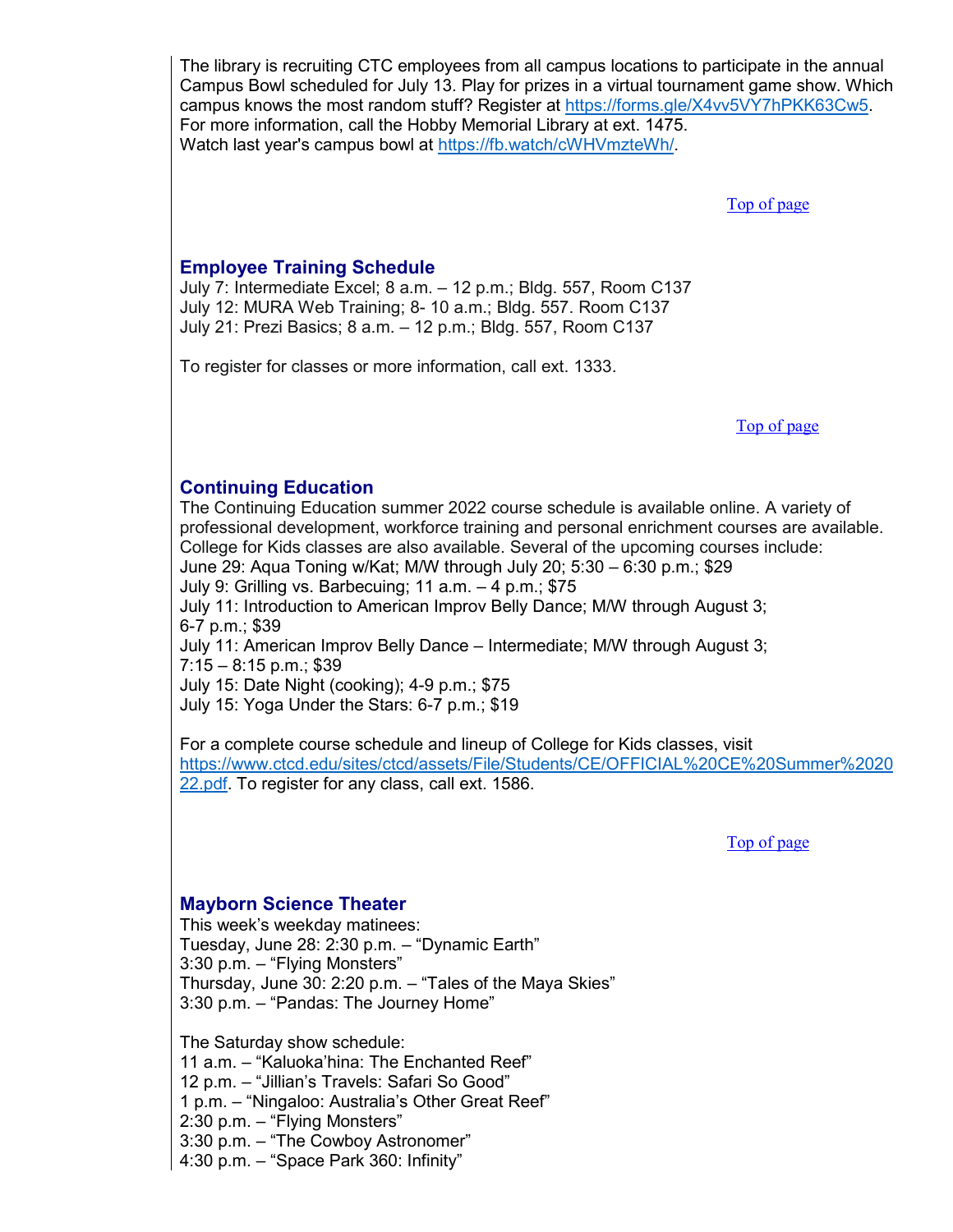The library is recruiting CTC employees from all campus locations to participate in the annual Campus Bowl scheduled for July 13. Play for prizes in a virtual tournament game show. Which campus knows the most random stuff? Register at https://forms.gle/X4vv5VY7hPKK63Cw5. For more information, call the Hobby Memorial Library at ext. 1475.
Watch last year's campus bowl at https://fb.watch/cWHVmzteWh/.

Top of page

## Employee Training Schedule

July 7: Intermediate Excel; 8 a.m. – 12 p.m.; Bldg. 557, Room C137
July 12: MURA Web Training; 8- 10 a.m.; Bldg. 557. Room C137
July 21: Prezi Basics; 8 a.m. – 12 p.m.; Bldg. 557, Room C137

To register for classes or more information, call ext. 1333.

Top of page

## Continuing Education

The Continuing Education summer 2022 course schedule is available online. A variety of professional development, workforce training and personal enrichment courses are available. College for Kids classes are also available. Several of the upcoming courses include:
June 29: Aqua Toning w/Kat; M/W through July 20; 5:30 – 6:30 p.m.; $29
July 9: Grilling vs. Barbecuing; 11 a.m. – 4 p.m.; $75
July 11: Introduction to American Improv Belly Dance; M/W through August 3; 6-7 p.m.; $39
July 11: American Improv Belly Dance – Intermediate; M/W through August 3; 7:15 – 8:15 p.m.; $39
July 15: Date Night (cooking); 4-9 p.m.; $75
July 15: Yoga Under the Stars: 6-7 p.m.; $19

For a complete course schedule and lineup of College for Kids classes, visit https://www.ctcd.edu/sites/ctcd/assets/File/Students/CE/OFFICIAL%20CE%20Summer%202022.pdf. To register for any class, call ext. 1586.

Top of page

## Mayborn Science Theater

This week's weekday matinees:
Tuesday, June 28: 2:30 p.m. – "Dynamic Earth"
3:30 p.m. – "Flying Monsters"
Thursday, June 30: 2:20 p.m. – "Tales of the Maya Skies"
3:30 p.m. – "Pandas: The Journey Home"

The Saturday show schedule:
11 a.m. – "Kaluoka'hina: The Enchanted Reef"
12 p.m. – "Jillian's Travels: Safari So Good"
1 p.m. – "Ningaloo: Australia's Other Great Reef"
2:30 p.m. – "Flying Monsters"
3:30 p.m. – "The Cowboy Astronomer"
4:30 p.m. – "Space Park 360: Infinity"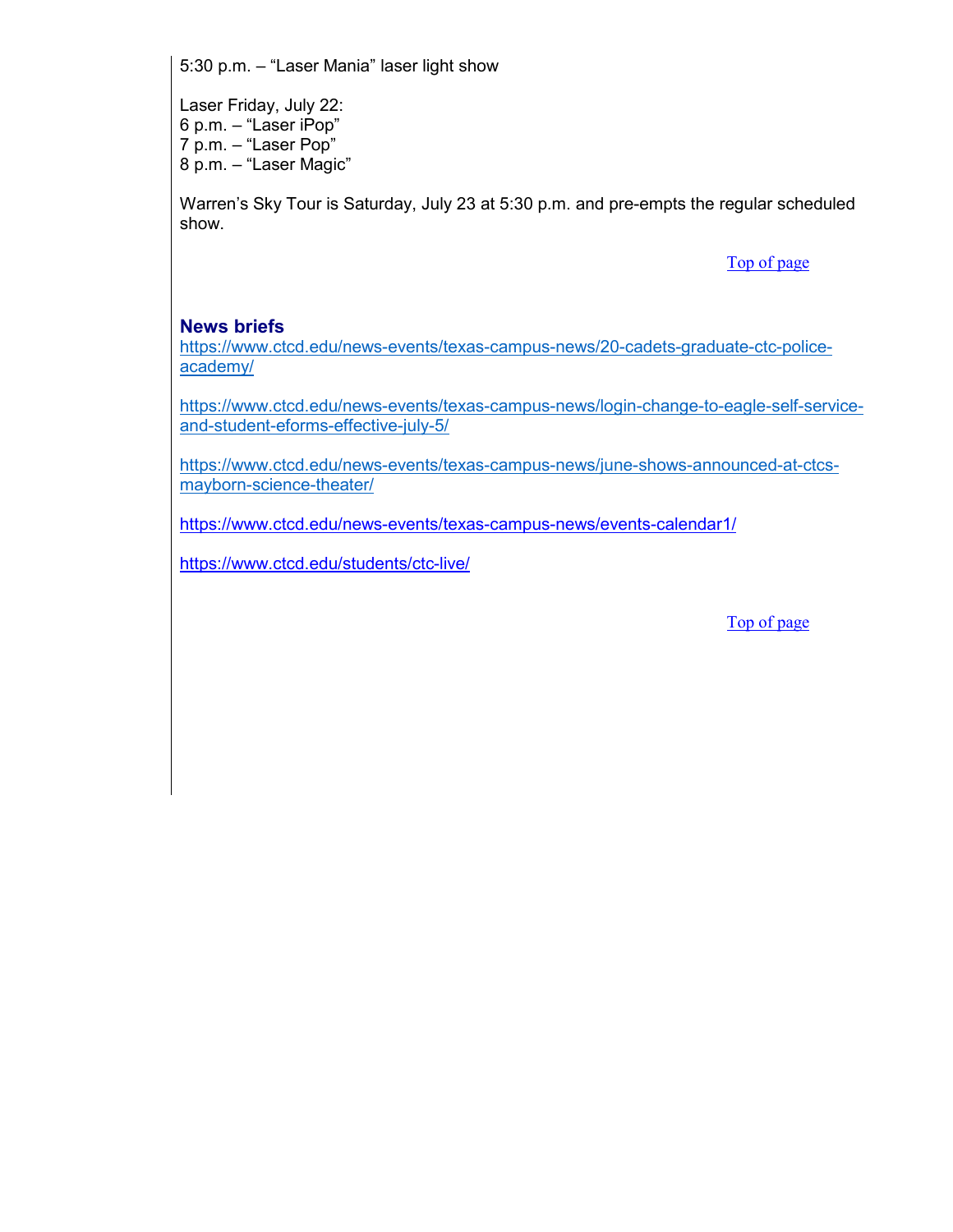5:30 p.m. – “Laser Mania” laser light show

Laser Friday, July 22:
6 p.m. – “Laser iPop”
7 p.m. – “Laser Pop”
8 p.m. – “Laser Magic”

Warren’s Sky Tour is Saturday, July 23 at 5:30 p.m. and pre-empts the regular scheduled show.

Top of page

### News briefs

https://www.ctcd.edu/news-events/texas-campus-news/20-cadets-graduate-ctc-police-academy/

https://www.ctcd.edu/news-events/texas-campus-news/login-change-to-eagle-self-service-and-student-eforms-effective-july-5/

https://www.ctcd.edu/news-events/texas-campus-news/june-shows-announced-at-ctcs-mayborn-science-theater/

https://www.ctcd.edu/news-events/texas-campus-news/events-calendar1/

https://www.ctcd.edu/students/ctc-live/

Top of page